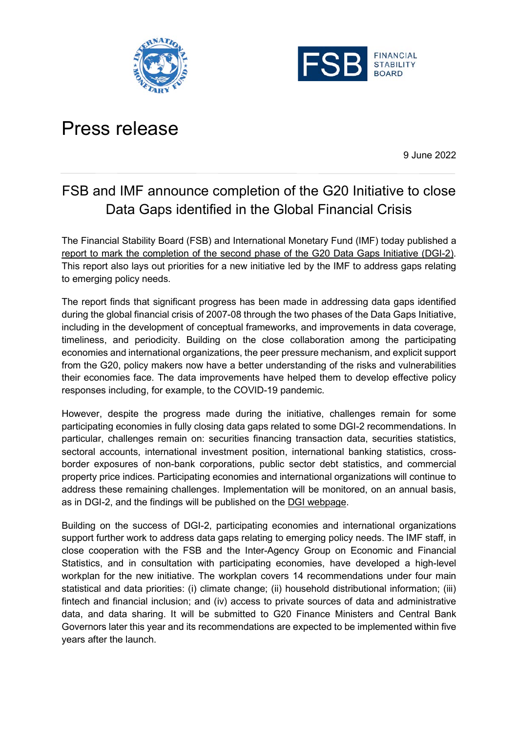# Press release

9 June 2022

## FSB and IMF announce completion of the G20 Initiative to close Data Gaps identified in the Global Financial Crisis

The Financial Stability Board (FSB) and International Monetary Fund (IMF) today published a report to mark the completion of the second phase of the G20 Data Gaps Initiative (DGI-2). This report also lays out priorities for a new initiative led by the IMF to address gaps relating to emerging policy needs.

The report finds that significant progress has been made in addressing data gaps identified during the global financial crisis of 2007-08 through the two phases of the Data Gaps Initiative, including in the development of conceptual frameworks, and improvements in data coverage, timeliness, and periodicity. Building on the close collaboration among the participating economies and international organizations, the peer pressure mechanism, and explicit support from the G20, policy makers now have a better understanding of the risks and vulnerabilities their economies face. The data improvements have helped them to develop effective policy responses including, for example, to the COVID-19 pandemic.

However, despite the progress made during the initiative, challenges remain for some participating economies in fully closing data gaps related to some DGI-2 recommendations. In particular, challenges remain on: securities financing transaction data, securities statistics, sectoral accounts, international investment position, international banking statistics, cross-border exposures of non-bank corporations, public sector debt statistics, and commercial property price indices. Participating economies and international organizations will continue to address these remaining challenges. Implementation will be monitored, on an annual basis, as in DGI-2, and the findings will be published on the DGI webpage.

Building on the success of DGI-2, participating economies and international organizations support further work to address data gaps relating to emerging policy needs. The IMF staff, in close cooperation with the FSB and the Inter-Agency Group on Economic and Financial Statistics, and in consultation with participating economies, have developed a high-level workplan for the new initiative. The workplan covers 14 recommendations under four main statistical and data priorities: (i) climate change; (ii) household distributional information; (iii) fintech and financial inclusion; and (iv) access to private sources of data and administrative data, and data sharing. It will be submitted to G20 Finance Ministers and Central Bank Governors later this year and its recommendations are expected to be implemented within five years after the launch.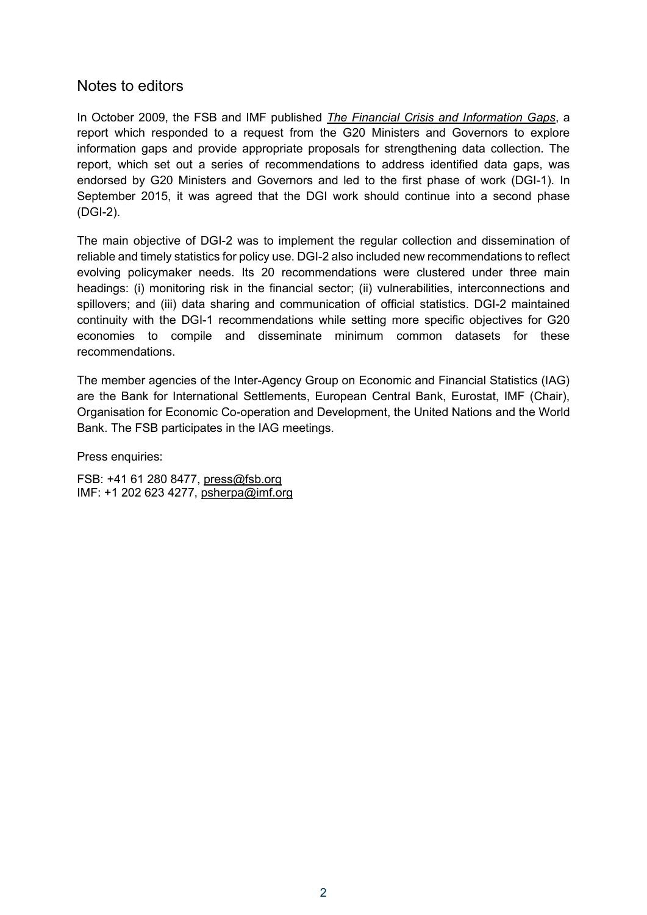## Notes to editors

In October 2009, the FSB and IMF published [*The Financial Crisis and Information Gaps*](), a report which responded to a request from the G20 Ministers and Governors to explore information gaps and provide appropriate proposals for strengthening data collection. The report, which set out a series of recommendations to address identified data gaps, was endorsed by G20 Ministers and Governors and led to the first phase of work (DGI-1). In September 2015, it was agreed that the DGI work should continue into a second phase (DGI-2).

The main objective of DGI-2 was to implement the regular collection and dissemination of reliable and timely statistics for policy use. DGI-2 also included new recommendations to reflect evolving policymaker needs. Its 20 recommendations were clustered under three main headings: (i) monitoring risk in the financial sector; (ii) vulnerabilities, interconnections and spillovers; and (iii) data sharing and communication of official statistics. DGI-2 maintained continuity with the DGI-1 recommendations while setting more specific objectives for G20 economies to compile and disseminate minimum common datasets for these recommendations.

The member agencies of the Inter-Agency Group on Economic and Financial Statistics (IAG) are the Bank for International Settlements, European Central Bank, Eurostat, IMF (Chair), Organisation for Economic Co-operation and Development, the United Nations and the World Bank. The FSB participates in the IAG meetings.

Press enquiries:

FSB: +41 61 280 8477, press@fsb.org
IMF: +1 202 623 4277, psherpa@imf.org